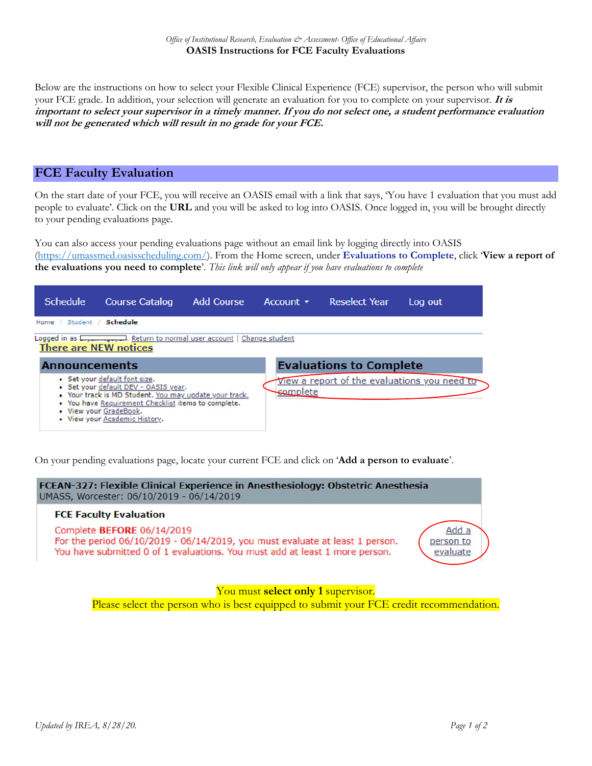*Office of Institutional Research, Evaluation & Assessment- Office of Educational Affairs*

**OASIS Instructions for FCE Faculty Evaluations**

Below are the instructions on how to select your Flexible Clinical Experience (FCE) supervisor, the person who will submit your FCE grade. In addition, your selection will generate an evaluation for you to complete on your supervisor. ***It is important to select your supervisor in a timely manner. If you do not select one, a student performance evaluation will not be generated which will result in no grade for your FCE.***

## FCE Faculty Evaluation

On the start date of your FCE, you will receive an OASIS email with a link that says, 'You have 1 evaluation that you must add people to evaluate'. Click on the **URL** and you will be asked to log into OASIS. Once logged in, you will be brought directly to your pending evaluations page.

You can also access your pending evaluations page without an email link by logging directly into OASIS (https://umassmed.oasisscheduling.com/). From the Home screen, under **Evaluations to Complete**, click '**View a report of the evaluations you need to complete**'. *This link will only appear if you have evaluations to complete*

Schedule | Course Catalog | Add Course | Account ▾ | Reselect Year | Log out

Home / Student / **Schedule**

Logged in as [redacted]. Return to normal user account | Change student

**There are NEW notices**

**Announcements**

- Set your default font size.
- Set your default DEV - OASIS year.
- Your track is MD Student. You may update your track.
- You have Requirement Checklist items to complete.
- View your GradeBook.
- View your Academic History.

**Evaluations to Complete**

View a report of the evaluations you need to complete

On your pending evaluations page, locate your current FCE and click on '**Add a person to evaluate**'.

**FCEAN-327: Flexible Clinical Experience in Anesthesiology: Obstetric Anesthesia**
UMASS, Worcester: 06/10/2019 - 06/14/2019

**FCE Faculty Evaluation**

Complete **BEFORE** 06/14/2019
For the period 06/10/2019 - 06/14/2019, you must evaluate at least 1 person.
You have submitted 0 of 1 evaluations. You must add at least 1 more person.

Add a person to evaluate

You must **select only 1** supervisor.
Please select the person who is best equipped to submit your FCE credit recommendation.

*Updated by IREA, 8/28/20.*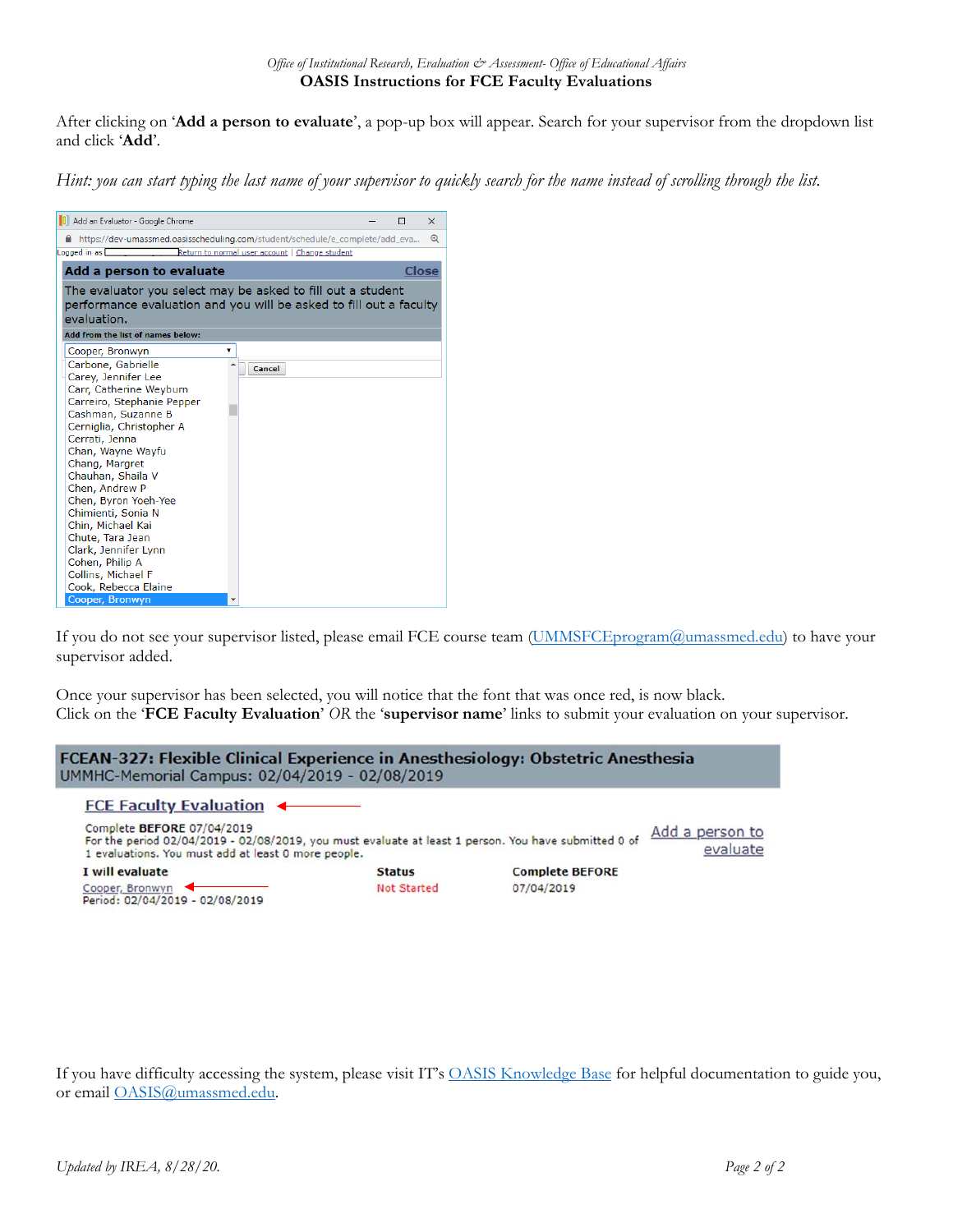After clicking on '**Add a person to evaluate**', a pop-up box will appear. Search for your supervisor from the dropdown list and click '**Add**'.

*Hint: you can start typing the last name of your supervisor to quickly search for the name instead of scrolling through the list.*

If you do not see your supervisor listed, please email FCE course team (UMMSFCEprogram@umassmed.edu) to have your supervisor added.

Once your supervisor has been selected, you will notice that the font that was once red, is now black.
Click on the '**FCE Faculty Evaluation**' *OR* the '**supervisor name**' links to submit your evaluation on your supervisor.

If you have difficulty accessing the system, please visit IT's OASIS Knowledge Base for helpful documentation to guide you, or email OASIS@umassmed.edu.

*Updated by IREA, 8/28/20.*